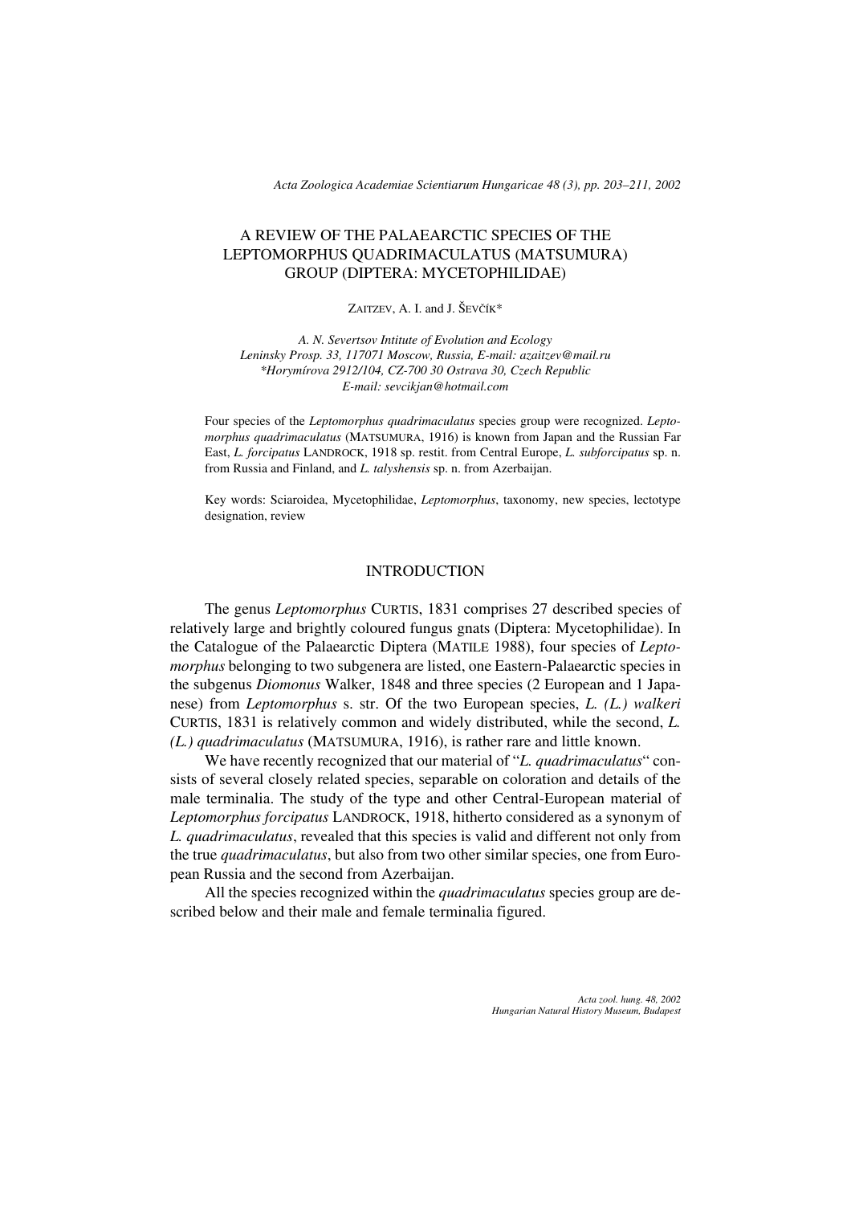# A REVIEW OF THE PALAEARCTIC SPECIES OF THE LEPTOMORPHUS QUADRIMACULATUS (MATSUMURA) GROUP (DIPTERA: MYCETOPHILIDAE)

ZAITZEV, A. I. and J. ŠEVČÍK*

*A. N. Severtsov Intitute of Evolution and Ecology*
*Leninsky Prosp. 33, 117071 Moscow, Russia, E-mail: azaitzev@mail.ru*
*\*Horymírova 2912/104, CZ-700 30 Ostrava 30, Czech Republic*
*E-mail: sevcikjan@hotmail.com*

Four species of the *Leptomorphus quadrimaculatus* species group were recognized. *Leptomorphus quadrimaculatus* (MATSUMURA, 1916) is known from Japan and the Russian Far East, *L. forcipatus* LANDROCK, 1918 sp. restit. from Central Europe, *L. subforcipatus* sp. n. from Russia and Finland, and *L. talyshensis* sp. n. from Azerbaijan.

Key words: Sciaroidea, Mycetophilidae, *Leptomorphus*, taxonomy, new species, lectotype designation, review

## INTRODUCTION

The genus *Leptomorphus* CURTIS, 1831 comprises 27 described species of relatively large and brightly coloured fungus gnats (Diptera: Mycetophilidae). In the Catalogue of the Palaearctic Diptera (MATILE 1988), four species of *Leptomorphus* belonging to two subgenera are listed, one Eastern-Palaearctic species in the subgenus *Diomonus* Walker, 1848 and three species (2 European and 1 Japanese) from *Leptomorphus* s. str. Of the two European species, *L. (L.) walkeri* CURTIS, 1831 is relatively common and widely distributed, while the second, *L. (L.) quadrimaculatus* (MATSUMURA, 1916), is rather rare and little known.

We have recently recognized that our material of "*L. quadrimaculatus*" consists of several closely related species, separable on coloration and details of the male terminalia. The study of the type and other Central-European material of *Leptomorphus forcipatus* LANDROCK, 1918, hitherto considered as a synonym of *L. quadrimaculatus*, revealed that this species is valid and different not only from the true *quadrimaculatus*, but also from two other similar species, one from European Russia and the second from Azerbaijan.

All the species recognized within the *quadrimaculatus* species group are described below and their male and female terminalia figured.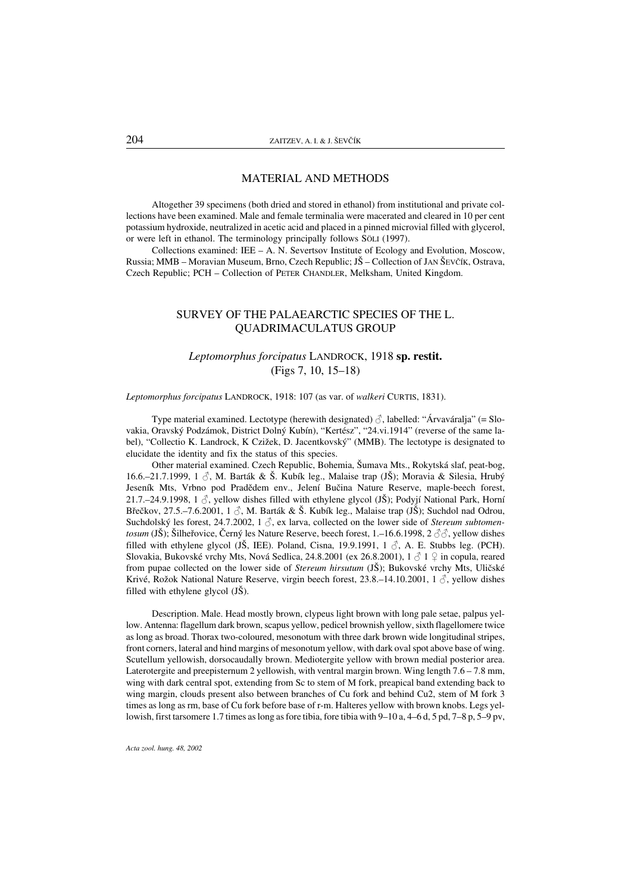## MATERIAL AND METHODS

Altogether 39 specimens (both dried and stored in ethanol) from institutional and private collections have been examined. Male and female terminalia were macerated and cleared in 10 per cent potassium hydroxide, neutralized in acetic acid and placed in a pinned microvial filled with glycerol, or were left in ethanol. The terminology principally follows SÖLI (1997).

Collections examined: IEE – A. N. Severtsov Institute of Ecology and Evolution, Moscow, Russia; MMB – Moravian Museum, Brno, Czech Republic; JŠ – Collection of JAN ŠEVČÍK, Ostrava, Czech Republic; PCH – Collection of PETER CHANDLER, Melksham, United Kingdom.

## SURVEY OF THE PALAEARCTIC SPECIES OF THE L. QUADRIMACULATUS GROUP

### *Leptomorphus forcipatus* LANDROCK, 1918 **sp. restit.** (Figs 7, 10, 15–18)

*Leptomorphus forcipatus* LANDROCK, 1918: 107 (as var. of *walkeri* CURTIS, 1831).

Type material examined. Lectotype (herewith designated) ♂, labelled: "Árvaváralja" (= Slovakia, Oravský Podzámok, District Dolný Kubín), "Kertész", "24.vi.1914" (reverse of the same label), "Collectio K. Landrock, K Cizžek, D. Jacentkovský" (MMB). The lectotype is designated to elucidate the identity and fix the status of this species.

Other material examined. Czech Republic, Bohemia, Šumava Mts., Rokytská slať, peat-bog, 16.6.–21.7.1999, 1 ♂, M. Barták & Š. Kubík leg., Malaise trap (JŠ); Moravia & Silesia, Hrubý Jeseník Mts, Vrbno pod Pradědem env., Jelení Bučina Nature Reserve, maple-beech forest, 21.7.–24.9.1998, 1 ♂, yellow dishes filled with ethylene glycol (JŠ); Podyjí National Park, Horní Břečkov, 27.5.–7.6.2001, 1 ♂, M. Barták & Š. Kubík leg., Malaise trap (JŠ); Suchdol nad Odrou, Suchdolský les forest, 24.7.2002, 1 ♂, ex larva, collected on the lower side of *Stereum subtomentosum* (JŠ); Šilheřovice, Černý les Nature Reserve, beech forest, 1.–16.6.1998, 2 ♂♂, yellow dishes filled with ethylene glycol (JŠ, IEE). Poland, Cisna, 19.9.1991, 1 ♂, A. E. Stubbs leg. (PCH). Slovakia, Bukovské vrchy Mts, Nová Sedlica, 24.8.2001 (ex 26.8.2001), 1 ♂ 1 ♀ in copula, reared from pupae collected on the lower side of *Stereum hirsutum* (JŠ); Bukovské vrchy Mts, Uličské Krivé, Rožok National Nature Reserve, virgin beech forest, 23.8.–14.10.2001, 1 ♂, yellow dishes filled with ethylene glycol (JŠ).

Description. Male. Head mostly brown, clypeus light brown with long pale setae, palpus yellow. Antenna: flagellum dark brown, scapus yellow, pedicel brownish yellow, sixth flagellomere twice as long as broad. Thorax two-coloured, mesonotum with three dark brown wide longitudinal stripes, front corners, lateral and hind margins of mesonotum yellow, with dark oval spot above base of wing. Scutellum yellowish, dorsocaudally brown. Mediotergite yellow with brown medial posterior area. Laterotergite and preepisternum 2 yellowish, with ventral margin brown. Wing length 7.6 – 7.8 mm, wing with dark central spot, extending from Sc to stem of M fork, preapical band extending back to wing margin, clouds present also between branches of Cu fork and behind Cu2, stem of M fork 3 times as long as rm, base of Cu fork before base of r-m. Halteres yellow with brown knobs. Legs yellowish, first tarsomere 1.7 times as long as fore tibia, fore tibia with 9–10 a, 4–6 d, 5 pd, 7–8 p, 5–9 pv,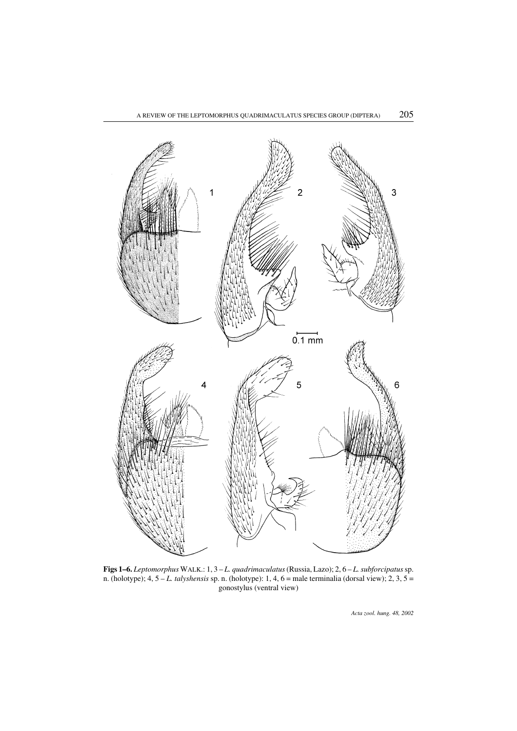**Figs 1–6.** *Leptomorphus* WALK.: 1, 3 – *L. quadrimaculatus* (Russia, Lazo); 2, 6 – *L. subforcipatus* sp. n. (holotype); 4, 5 – *L. talyshensis* sp. n. (holotype): 1, 4, 6 = male terminalia (dorsal view); 2, 3, 5 = gonostylus (ventral view)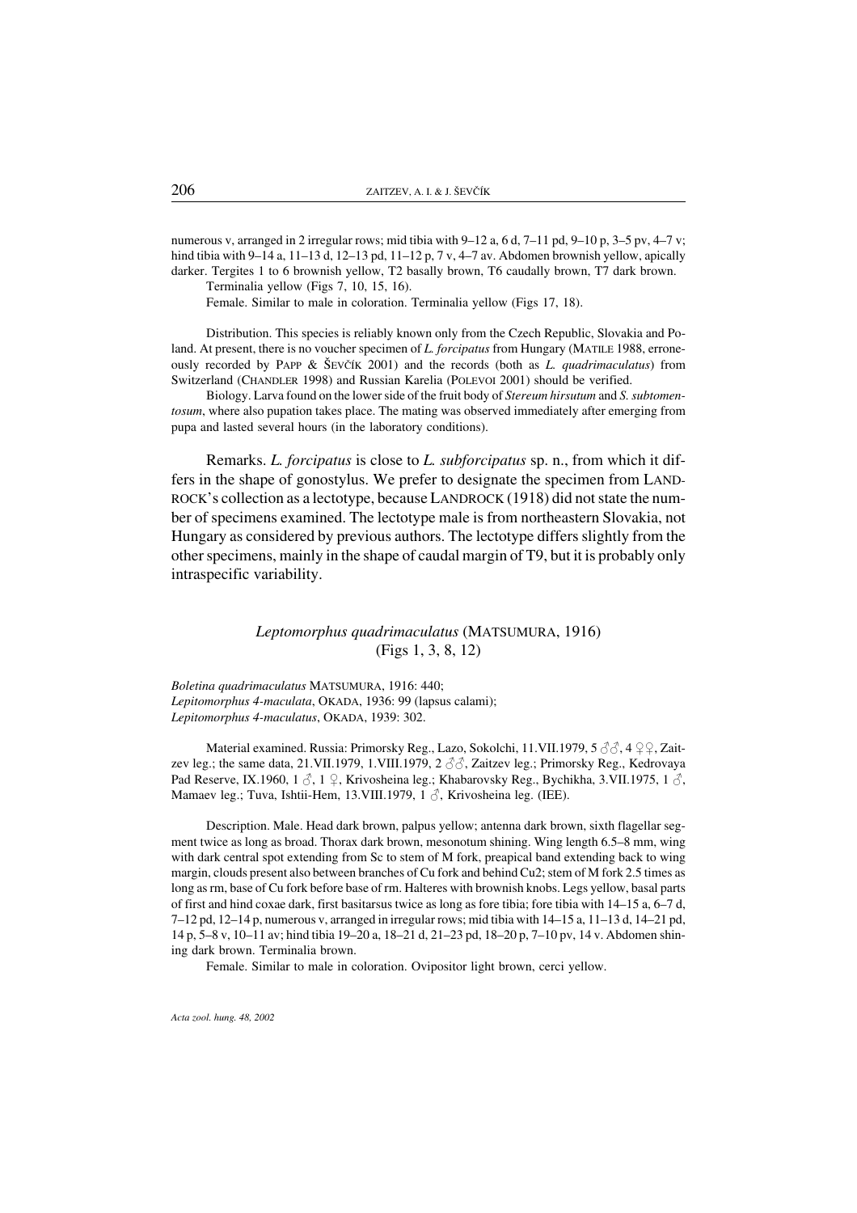numerous v, arranged in 2 irregular rows; mid tibia with 9–12 a, 6 d, 7–11 pd, 9–10 p, 3–5 pv, 4–7 v; hind tibia with 9–14 a, 11–13 d, 12–13 pd, 11–12 p, 7 v, 4–7 av. Abdomen brownish yellow, apically darker. Tergites 1 to 6 brownish yellow, T2 basally brown, T6 caudally brown, T7 dark brown.

Terminalia yellow (Figs 7, 10, 15, 16).

Female. Similar to male in coloration. Terminalia yellow (Figs 17, 18).

Distribution. This species is reliably known only from the Czech Republic, Slovakia and Poland. At present, there is no voucher specimen of *L. forcipatus* from Hungary (MATILE 1988, erroneously recorded by PAPP & ŠEVČÍK 2001) and the records (both as *L. quadrimaculatus*) from Switzerland (CHANDLER 1998) and Russian Karelia (POLEVOI 2001) should be verified.

Biology. Larva found on the lower side of the fruit body of *Stereum hirsutum* and *S. subtomentosum*, where also pupation takes place. The mating was observed immediately after emerging from pupa and lasted several hours (in the laboratory conditions).

Remarks. *L. forcipatus* is close to *L. subforcipatus* sp. n., from which it differs in the shape of gonostylus. We prefer to designate the specimen from LANDROCK's collection as a lectotype, because LANDROCK (1918) did not state the number of specimens examined. The lectotype male is from northeastern Slovakia, not Hungary as considered by previous authors. The lectotype differs slightly from the other specimens, mainly in the shape of caudal margin of T9, but it is probably only intraspecific variability.

## *Leptomorphus quadrimaculatus* (MATSUMURA, 1916)
(Figs 1, 3, 8, 12)

*Boletina quadrimaculatus* MATSUMURA, 1916: 440;
*Lepitomorphus 4-maculata*, OKADA, 1936: 99 (lapsus calami);
*Lepitomorphus 4-maculatus*, OKADA, 1939: 302.

Material examined. Russia: Primorsky Reg., Lazo, Sokolchi, 11.VII.1979, 5 ♂♂, 4 ♀♀, Zaitzev leg.; the same data, 21.VII.1979, 1.VIII.1979, 2 ♂♂, Zaitzev leg.; Primorsky Reg., Kedrovaya Pad Reserve, IX.1960, 1 ♂, 1 ♀, Krivosheina leg.; Khabarovsky Reg., Bychikha, 3.VII.1975, 1 ♂, Mamaev leg.; Tuva, Ishtii-Hem, 13.VIII.1979, 1 ♂, Krivosheina leg. (IEE).

Description. Male. Head dark brown, palpus yellow; antenna dark brown, sixth flagellar segment twice as long as broad. Thorax dark brown, mesonotum shining. Wing length 6.5–8 mm, wing with dark central spot extending from Sc to stem of M fork, preapical band extending back to wing margin, clouds present also between branches of Cu fork and behind Cu2; stem of M fork 2.5 times as long as rm, base of Cu fork before base of rm. Halteres with brownish knobs. Legs yellow, basal parts of first and hind coxae dark, first basitarsus twice as long as fore tibia; fore tibia with 14–15 a, 6–7 d, 7–12 pd, 12–14 p, numerous v, arranged in irregular rows; mid tibia with 14–15 a, 11–13 d, 14–21 pd, 14 p, 5–8 v, 10–11 av; hind tibia 19–20 a, 18–21 d, 21–23 pd, 18–20 p, 7–10 pv, 14 v. Abdomen shining dark brown. Terminalia brown.

Female. Similar to male in coloration. Ovipositor light brown, cerci yellow.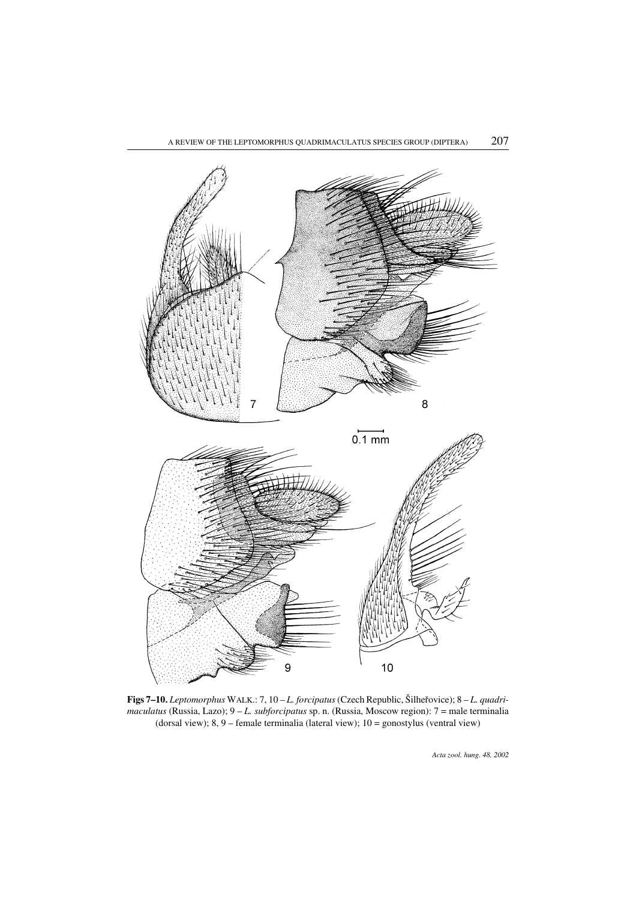**Figs 7–10.** *Leptomorphus* WALK.: 7, 10 – *L. forcipatus* (Czech Republic, Šilheřovice); 8 – *L. quadrimaculatus* (Russia, Lazo); 9 – *L. subforcipatus* sp. n. (Russia, Moscow region): 7 = male terminalia (dorsal view); 8, 9 – female terminalia (lateral view); 10 = gonostylus (ventral view)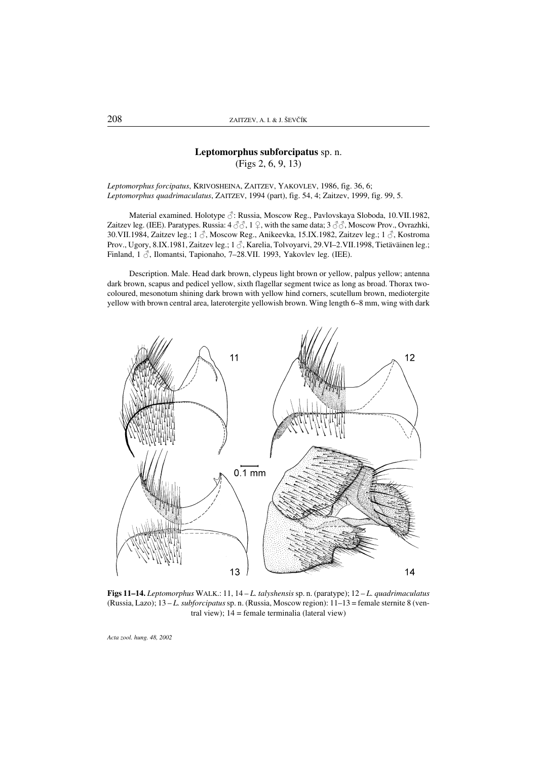## **Leptomorphus subforcipatus** sp. n.
(Figs 2, 6, 9, 13)

*Leptomorphus forcipatus*, KRIVOSHEINA, ZAITZEV, YAKOVLEV, 1986, fig. 36, 6;
*Leptomorphus quadrimaculatus*, ZAITZEV, 1994 (part), fig. 54, 4; Zaitzev, 1999, fig. 99, 5.

Material examined. Holotype ♂: Russia, Moscow Reg., Pavlovskaya Sloboda, 10.VII.1982, Zaitzev leg. (IEE). Paratypes. Russia: 4 ♂♂, 1 ♀, with the same data; 3 ♂♂, Moscow Prov., Ovrazhki, 30.VII.1984, Zaitzev leg.; 1 ♂, Moscow Reg., Anikeevka, 15.IX.1982, Zaitzev leg.; 1 ♂, Kostroma Prov., Ugory, 8.IX.1981, Zaitzev leg.; 1 ♂, Karelia, Tolvoyarvi, 29.VI–2.VII.1998, Tietäväinen leg.; Finland, 1 ♂, Ilomantsi, Tapionaho, 7–28.VII. 1993, Yakovlev leg. (IEE).

Description. Male. Head dark brown, clypeus light brown or yellow, palpus yellow; antenna dark brown, scapus and pedicel yellow, sixth flagellar segment twice as long as broad. Thorax two-coloured, mesonotum shining dark brown with yellow hind corners, scutellum brown, mediotergite yellow with brown central area, laterotergite yellowish brown. Wing length 6–8 mm, wing with dark

**Figs 11–14.** *Leptomorphus* WALK.: 11, 14 – *L. talyshensis* sp. n. (paratype); 12 – *L. quadrimaculatus* (Russia, Lazo); 13 – *L. subforcipatus* sp. n. (Russia, Moscow region): 11–13 = female sternite 8 (ventral view); 14 = female terminalia (lateral view)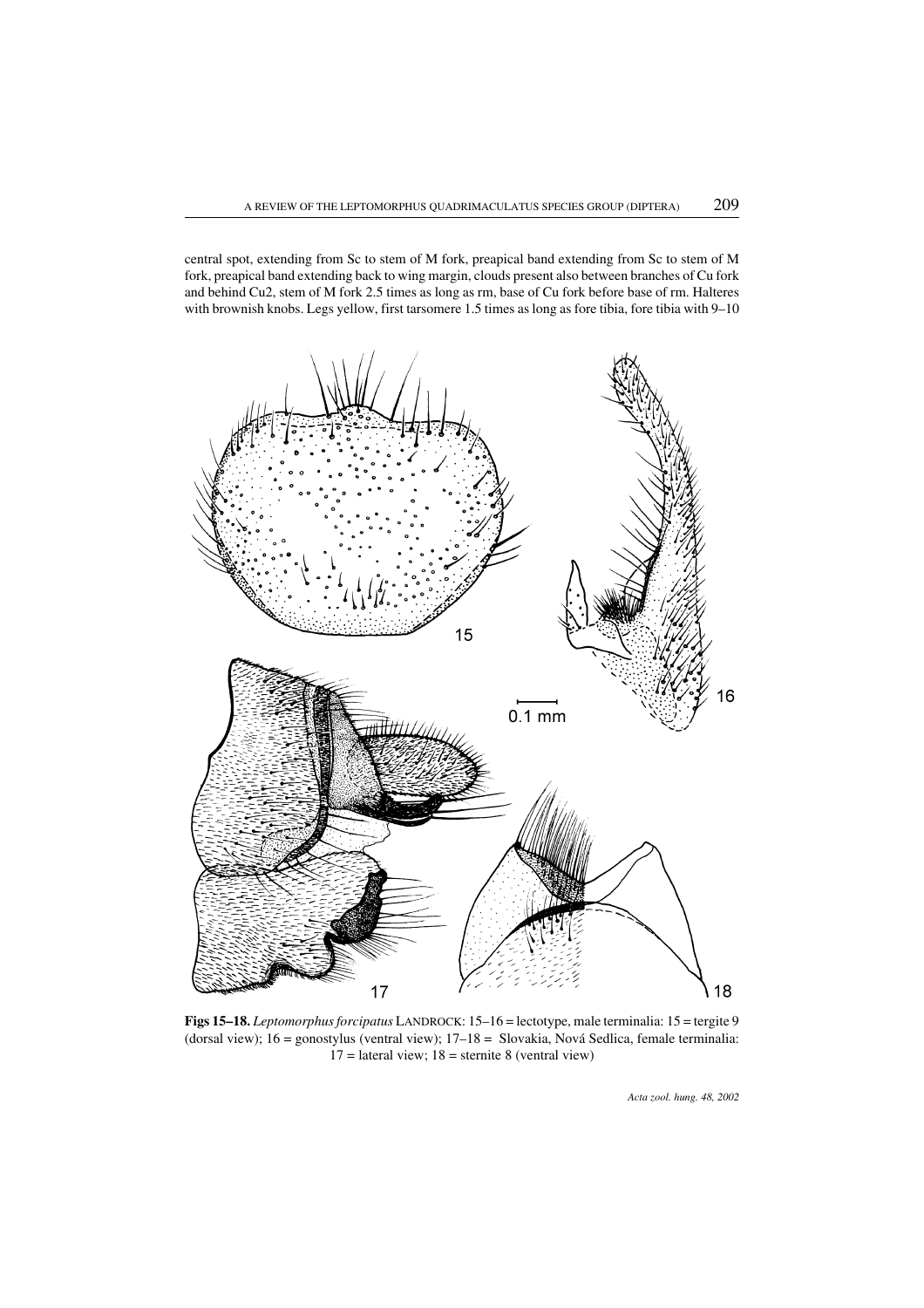central spot, extending from Sc to stem of M fork, preapical band extending from Sc to stem of M fork, preapical band extending back to wing margin, clouds present also between branches of Cu fork and behind Cu2, stem of M fork 2.5 times as long as rm, base of Cu fork before base of rm. Halteres with brownish knobs. Legs yellow, first tarsomere 1.5 times as long as fore tibia, fore tibia with 9–10

**Figs 15–18.** *Leptomorphus forcipatus* LANDROCK: 15–16 = lectotype, male terminalia: 15 = tergite 9 (dorsal view); 16 = gonostylus (ventral view); 17–18 = Slovakia, Nová Sedlica, female terminalia: 17 = lateral view; 18 = sternite 8 (ventral view)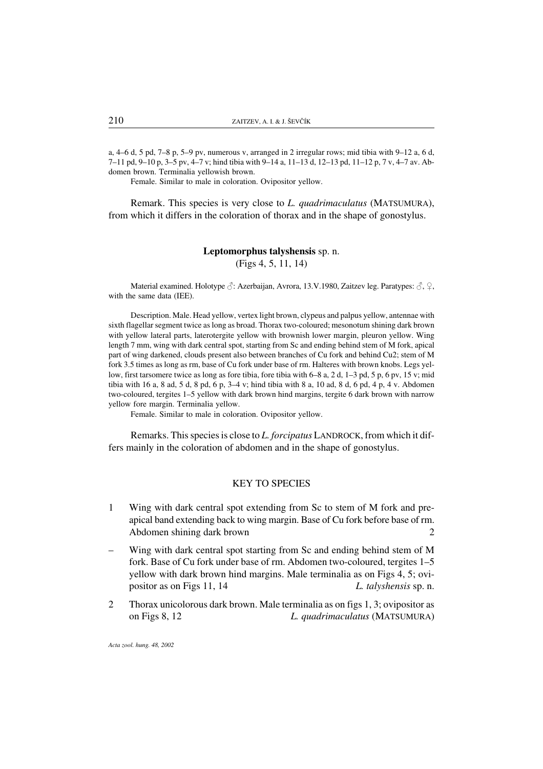a, 4–6 d, 5 pd, 7–8 p, 5–9 pv, numerous v, arranged in 2 irregular rows; mid tibia with 9–12 a, 6 d, 7–11 pd, 9–10 p, 3–5 pv, 4–7 v; hind tibia with 9–14 a, 11–13 d, 12–13 pd, 11–12 p, 7 v, 4–7 av. Abdomen brown. Terminalia yellowish brown.

Female. Similar to male in coloration. Ovipositor yellow.

Remark. This species is very close to *L. quadrimaculatus* (MATSUMURA), from which it differs in the coloration of thorax and in the shape of gonostylus.

### **Leptomorphus talyshensis** sp. n.

(Figs 4, 5, 11, 14)

Material examined. Holotype ♂: Azerbaijan, Avrora, 13.V.1980, Zaitzev leg. Paratypes: ♂, ♀, with the same data (IEE).

Description. Male. Head yellow, vertex light brown, clypeus and palpus yellow, antennae with sixth flagellar segment twice as long as broad. Thorax two-coloured; mesonotum shining dark brown with yellow lateral parts, laterotergite yellow with brownish lower margin, pleuron yellow. Wing length 7 mm, wing with dark central spot, starting from Sc and ending behind stem of M fork, apical part of wing darkened, clouds present also between branches of Cu fork and behind Cu2; stem of M fork 3.5 times as long as rm, base of Cu fork under base of rm. Halteres with brown knobs. Legs yellow, first tarsomere twice as long as fore tibia, fore tibia with 6–8 a, 2 d, 1–3 pd, 5 p, 6 pv, 15 v; mid tibia with 16 a, 8 ad, 5 d, 8 pd, 6 p, 3–4 v; hind tibia with 8 a, 10 ad, 8 d, 6 pd, 4 p, 4 v. Abdomen two-coloured, tergites 1–5 yellow with dark brown hind margins, tergite 6 dark brown with narrow yellow fore margin. Terminalia yellow.

Female. Similar to male in coloration. Ovipositor yellow.

Remarks. This species is close to *L. forcipatus* LANDROCK, from which it differs mainly in the coloration of abdomen and in the shape of gonostylus.

## KEY TO SPECIES

1 Wing with dark central spot extending from Sc to stem of M fork and preapical band extending back to wing margin. Base of Cu fork before base of rm. Abdomen shining dark brown ... 2

– Wing with dark central spot starting from Sc and ending behind stem of M fork. Base of Cu fork under base of rm. Abdomen two-coloured, tergites 1–5 yellow with dark brown hind margins. Male terminalia as on Figs 4, 5; ovipositor as on Figs 11, 14 ... *L. talyshensis* sp. n.

2 Thorax unicolorous dark brown. Male terminalia as on figs 1, 3; ovipositor as on Figs 8, 12 ... *L. quadrimaculatus* (MATSUMURA)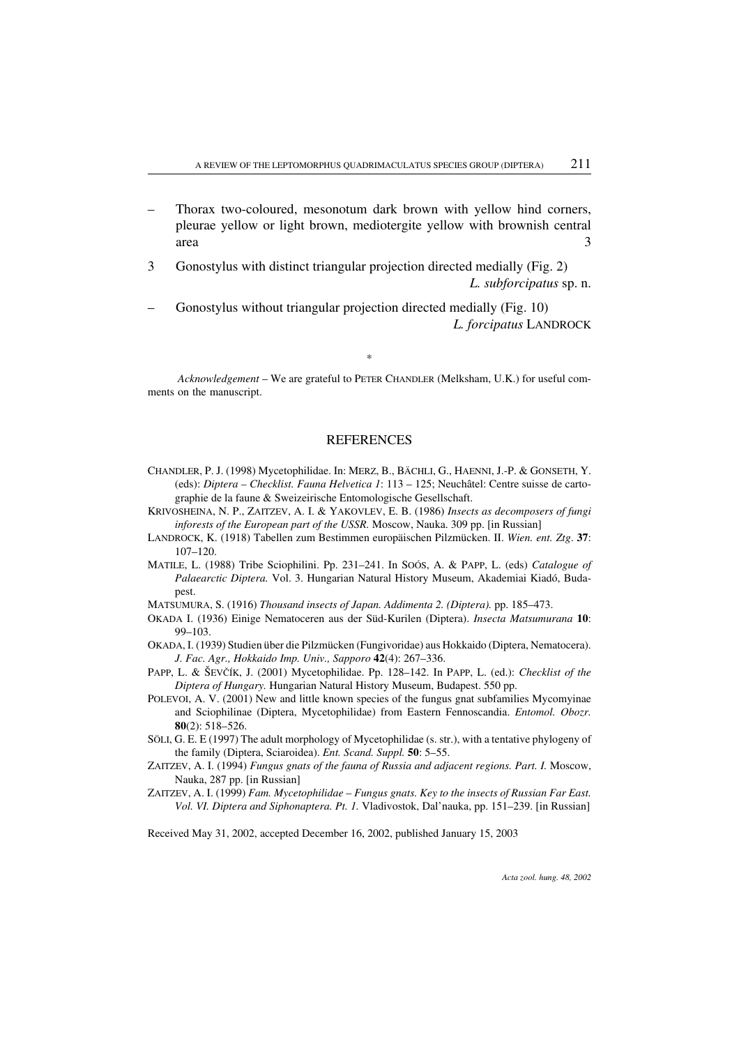– Thorax two-coloured, mesonotum dark brown with yellow hind corners, pleurae yellow or light brown, mediotergite yellow with brownish central area 3

3 Gonostylus with distinct triangular projection directed medially (Fig. 2) *L. subforcipatus* sp. n.

– Gonostylus without triangular projection directed medially (Fig. 10) *L. forcipatus* LANDROCK

*

*Acknowledgement* – We are grateful to PETER CHANDLER (Melksham, U.K.) for useful comments on the manuscript.

## REFERENCES

CHANDLER, P. J. (1998) Mycetophilidae. In: MERZ, B., BÄCHLI, G., HAENNI, J.-P. & GONSETH, Y. (eds): *Diptera – Checklist. Fauna Helvetica 1*: 113 – 125; Neuchâtel: Centre suisse de cartographie de la faune & Sweizeirische Entomologische Gesellschaft.

KRIVOSHEINA, N. P., ZAITZEV, A. I. & YAKOVLEV, E. B. (1986) *Insects as decomposers of fungi inforests of the European part of the USSR.* Moscow, Nauka. 309 pp. [in Russian]

LANDROCK, K. (1918) Tabellen zum Bestimmen europäischen Pilzmücken. II. *Wien. ent. Ztg*. **37**: 107–120.

MATILE, L. (1988) Tribe Sciophilini. Pp. 231–241. In SOÓS, A. & PAPP, L. (eds) *Catalogue of Palaearctic Diptera.* Vol. 3. Hungarian Natural History Museum, Akademiai Kiadó, Budapest.

MATSUMURA, S. (1916) *Thousand insects of Japan. Addimenta 2. (Diptera).* pp. 185–473.

OKADA I. (1936) Einige Nematoceren aus der Süd-Kurilen (Diptera). *Insecta Matsumurana* **10**: 99–103.

OKADA, I. (1939) Studien über die Pilzmücken (Fungivoridae) aus Hokkaido (Diptera, Nematocera). *J. Fac. Agr., Hokkaido Imp. Univ., Sapporo* **42**(4): 267–336.

PAPP, L. & ŠEVČÍK, J. (2001) Mycetophilidae. Pp. 128–142. In PAPP, L. (ed.): *Checklist of the Diptera of Hungary.* Hungarian Natural History Museum, Budapest. 550 pp.

POLEVOI, A. V. (2001) New and little known species of the fungus gnat subfamilies Mycomyinae and Sciophilinae (Diptera, Mycetophilidae) from Eastern Fennoscandia. *Entomol. Obozr.* **80**(2): 518–526.

SÖLI, G. E. E (1997) The adult morphology of Mycetophilidae (s. str.), with a tentative phylogeny of the family (Diptera, Sciaroidea). *Ent. Scand. Suppl.* **50**: 5–55.

ZAITZEV, A. I. (1994) *Fungus gnats of the fauna of Russia and adjacent regions. Part. I.* Moscow, Nauka, 287 pp. [in Russian]

ZAITZEV, A. I. (1999) *Fam. Mycetophilidae – Fungus gnats. Key to the insects of Russian Far East. Vol. VI. Diptera and Siphonaptera. Pt. 1.* Vladivostok, Dal'nauka, pp. 151–239. [in Russian]

Received May 31, 2002, accepted December 16, 2002, published January 15, 2003